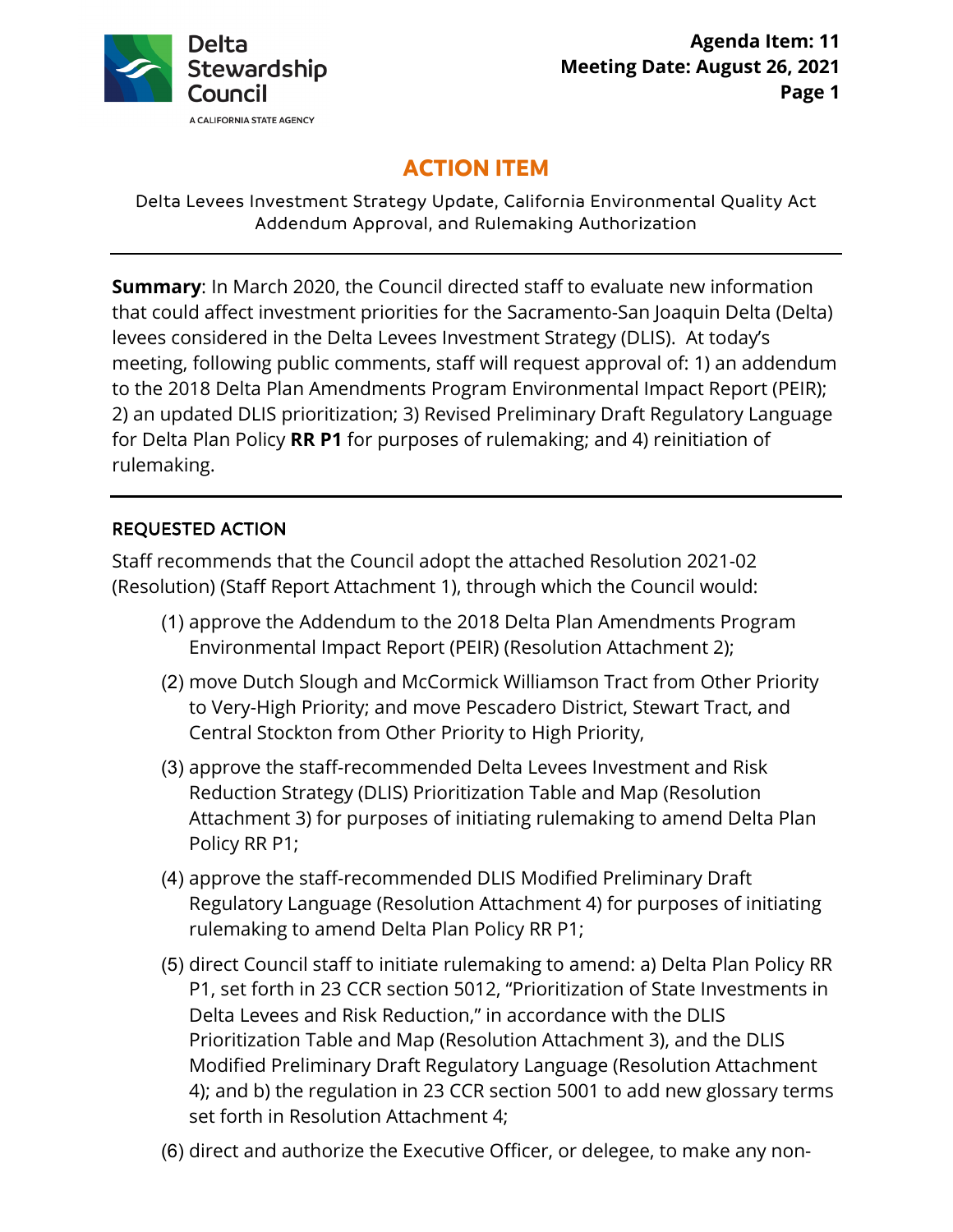Delta Stewardship Council

A CALIFORNIA STATE AGENCY

**Agenda Item: 11**
**Meeting Date: August 26, 2021**

# ACTION ITEM

Delta Levees Investment Strategy Update, California Environmental Quality Act Addendum Approval, and Rulemaking Authorization

---

**Summary**: In March 2020, the Council directed staff to evaluate new information that could affect investment priorities for the Sacramento-San Joaquin Delta (Delta) levees considered in the Delta Levees Investment Strategy (DLIS). At today's meeting, following public comments, staff will request approval of: 1) an addendum to the 2018 Delta Plan Amendments Program Environmental Impact Report (PEIR); 2) an updated DLIS prioritization; 3) Revised Preliminary Draft Regulatory Language for Delta Plan Policy **RR P1** for purposes of rulemaking; and 4) reinitiation of rulemaking.

---

## REQUESTED ACTION

Staff recommends that the Council adopt the attached Resolution 2021-02 (Resolution) (Staff Report Attachment 1), through which the Council would:

(1) approve the Addendum to the 2018 Delta Plan Amendments Program Environmental Impact Report (PEIR) (Resolution Attachment 2);

(2) move Dutch Slough and McCormick Williamson Tract from Other Priority to Very-High Priority; and move Pescadero District, Stewart Tract, and Central Stockton from Other Priority to High Priority,

(3) approve the staff-recommended Delta Levees Investment and Risk Reduction Strategy (DLIS) Prioritization Table and Map (Resolution Attachment 3) for purposes of initiating rulemaking to amend Delta Plan Policy RR P1;

(4) approve the staff-recommended DLIS Modified Preliminary Draft Regulatory Language (Resolution Attachment 4) for purposes of initiating rulemaking to amend Delta Plan Policy RR P1;

(5) direct Council staff to initiate rulemaking to amend: a) Delta Plan Policy RR P1, set forth in 23 CCR section 5012, "Prioritization of State Investments in Delta Levees and Risk Reduction," in accordance with the DLIS Prioritization Table and Map (Resolution Attachment 3), and the DLIS Modified Preliminary Draft Regulatory Language (Resolution Attachment 4); and b) the regulation in 23 CCR section 5001 to add new glossary terms set forth in Resolution Attachment 4;

(6) direct and authorize the Executive Officer, or delegee, to make any non-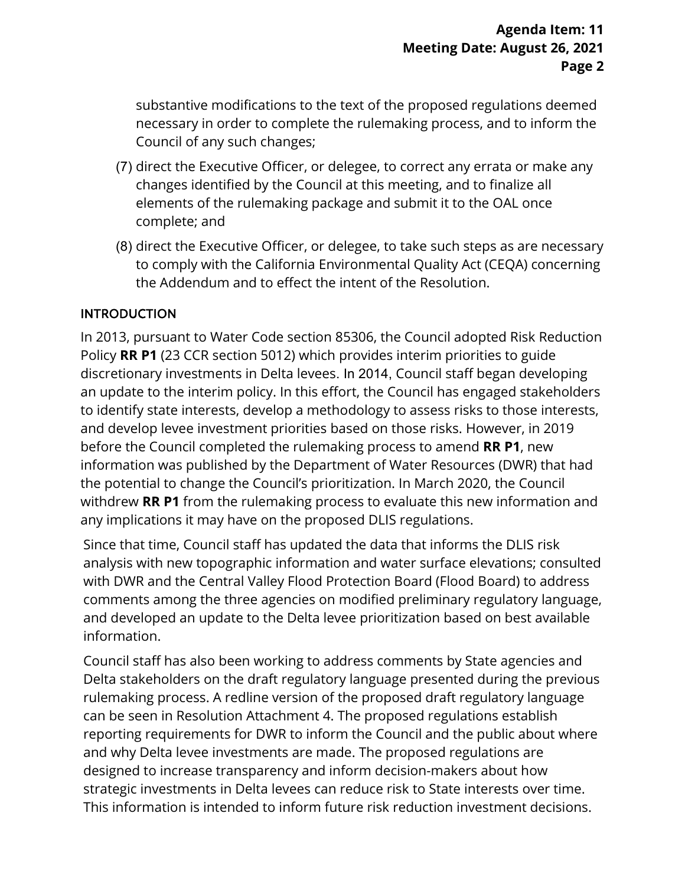substantive modifications to the text of the proposed regulations deemed necessary in order to complete the rulemaking process, and to inform the Council of any such changes;

(7) direct the Executive Officer, or delegee, to correct any errata or make any changes identified by the Council at this meeting, and to finalize all elements of the rulemaking package and submit it to the OAL once complete; and

(8) direct the Executive Officer, or delegee, to take such steps as are necessary to comply with the California Environmental Quality Act (CEQA) concerning the Addendum and to effect the intent of the Resolution.

## INTRODUCTION

In 2013, pursuant to Water Code section 85306, the Council adopted Risk Reduction Policy **RR P1** (23 CCR section 5012) which provides interim priorities to guide discretionary investments in Delta levees. In 2014, Council staff began developing an update to the interim policy. In this effort, the Council has engaged stakeholders to identify state interests, develop a methodology to assess risks to those interests, and develop levee investment priorities based on those risks. However, in 2019 before the Council completed the rulemaking process to amend **RR P1**, new information was published by the Department of Water Resources (DWR) that had the potential to change the Council's prioritization. In March 2020, the Council withdrew **RR P1** from the rulemaking process to evaluate this new information and any implications it may have on the proposed DLIS regulations.

Since that time, Council staff has updated the data that informs the DLIS risk analysis with new topographic information and water surface elevations; consulted with DWR and the Central Valley Flood Protection Board (Flood Board) to address comments among the three agencies on modified preliminary regulatory language, and developed an update to the Delta levee prioritization based on best available information.

Council staff has also been working to address comments by State agencies and Delta stakeholders on the draft regulatory language presented during the previous rulemaking process. A redline version of the proposed draft regulatory language can be seen in Resolution Attachment 4. The proposed regulations establish reporting requirements for DWR to inform the Council and the public about where and why Delta levee investments are made. The proposed regulations are designed to increase transparency and inform decision-makers about how strategic investments in Delta levees can reduce risk to State interests over time. This information is intended to inform future risk reduction investment decisions.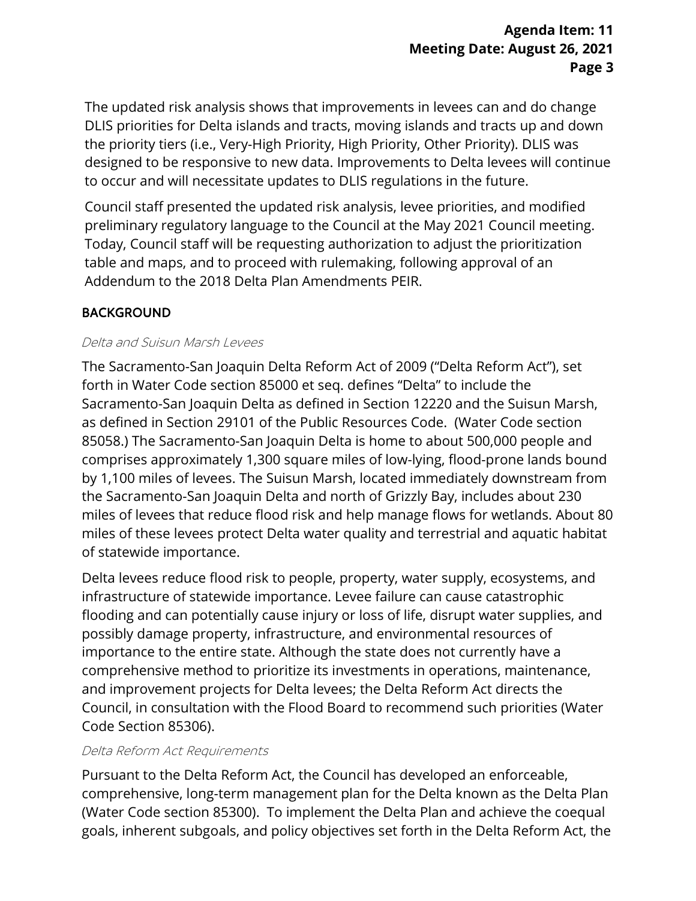The updated risk analysis shows that improvements in levees can and do change DLIS priorities for Delta islands and tracts, moving islands and tracts up and down the priority tiers (i.e., Very-High Priority, High Priority, Other Priority). DLIS was designed to be responsive to new data. Improvements to Delta levees will continue to occur and will necessitate updates to DLIS regulations in the future.

Council staff presented the updated risk analysis, levee priorities, and modified preliminary regulatory language to the Council at the May 2021 Council meeting. Today, Council staff will be requesting authorization to adjust the prioritization table and maps, and to proceed with rulemaking, following approval of an Addendum to the 2018 Delta Plan Amendments PEIR.

## BACKGROUND

### *Delta and Suisun Marsh Levees*

The Sacramento-San Joaquin Delta Reform Act of 2009 ("Delta Reform Act"), set forth in Water Code section 85000 et seq. defines "Delta" to include the Sacramento-San Joaquin Delta as defined in Section 12220 and the Suisun Marsh, as defined in Section 29101 of the Public Resources Code. (Water Code section 85058.) The Sacramento-San Joaquin Delta is home to about 500,000 people and comprises approximately 1,300 square miles of low-lying, flood-prone lands bound by 1,100 miles of levees. The Suisun Marsh, located immediately downstream from the Sacramento-San Joaquin Delta and north of Grizzly Bay, includes about 230 miles of levees that reduce flood risk and help manage flows for wetlands. About 80 miles of these levees protect Delta water quality and terrestrial and aquatic habitat of statewide importance.

Delta levees reduce flood risk to people, property, water supply, ecosystems, and infrastructure of statewide importance. Levee failure can cause catastrophic flooding and can potentially cause injury or loss of life, disrupt water supplies, and possibly damage property, infrastructure, and environmental resources of importance to the entire state. Although the state does not currently have a comprehensive method to prioritize its investments in operations, maintenance, and improvement projects for Delta levees; the Delta Reform Act directs the Council, in consultation with the Flood Board to recommend such priorities (Water Code Section 85306).

### *Delta Reform Act Requirements*

Pursuant to the Delta Reform Act, the Council has developed an enforceable, comprehensive, long-term management plan for the Delta known as the Delta Plan (Water Code section 85300). To implement the Delta Plan and achieve the coequal goals, inherent subgoals, and policy objectives set forth in the Delta Reform Act, the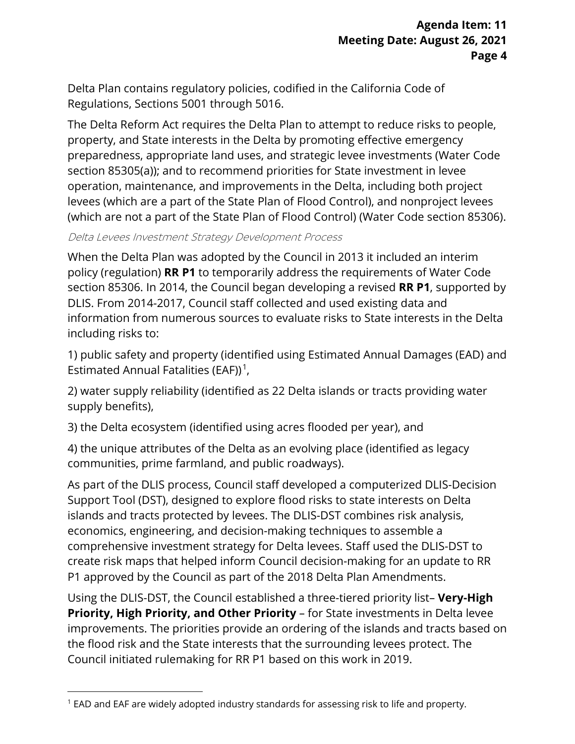Delta Plan contains regulatory policies, codified in the California Code of Regulations, Sections 5001 through 5016.

The Delta Reform Act requires the Delta Plan to attempt to reduce risks to people, property, and State interests in the Delta by promoting effective emergency preparedness, appropriate land uses, and strategic levee investments (Water Code section 85305(a)); and to recommend priorities for State investment in levee operation, maintenance, and improvements in the Delta, including both project levees (which are a part of the State Plan of Flood Control), and nonproject levees (which are not a part of the State Plan of Flood Control) (Water Code section 85306).

*Delta Levees Investment Strategy Development Process*

When the Delta Plan was adopted by the Council in 2013 it included an interim policy (regulation) **RR P1** to temporarily address the requirements of Water Code section 85306. In 2014, the Council began developing a revised **RR P1**, supported by DLIS. From 2014-2017, Council staff collected and used existing data and information from numerous sources to evaluate risks to State interests in the Delta including risks to:

1) public safety and property (identified using Estimated Annual Damages (EAD) and Estimated Annual Fatalities (EAF))[1],

2) water supply reliability (identified as 22 Delta islands or tracts providing water supply benefits),

3) the Delta ecosystem (identified using acres flooded per year), and

4) the unique attributes of the Delta as an evolving place (identified as legacy communities, prime farmland, and public roadways).

As part of the DLIS process, Council staff developed a computerized DLIS-Decision Support Tool (DST), designed to explore flood risks to state interests on Delta islands and tracts protected by levees. The DLIS-DST combines risk analysis, economics, engineering, and decision-making techniques to assemble a comprehensive investment strategy for Delta levees. Staff used the DLIS-DST to create risk maps that helped inform Council decision-making for an update to RR P1 approved by the Council as part of the 2018 Delta Plan Amendments.

Using the DLIS-DST, the Council established a three-tiered priority list– **Very-High Priority, High Priority, and Other Priority** – for State investments in Delta levee improvements. The priorities provide an ordering of the islands and tracts based on the flood risk and the State interests that the surrounding levees protect. The Council initiated rulemaking for RR P1 based on this work in 2019.

[1] EAD and EAF are widely adopted industry standards for assessing risk to life and property.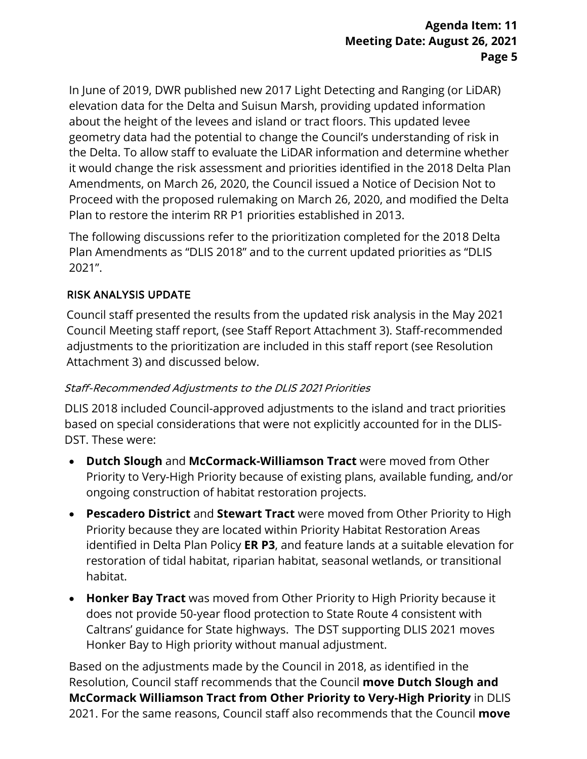In June of 2019, DWR published new 2017 Light Detecting and Ranging (or LiDAR) elevation data for the Delta and Suisun Marsh, providing updated information about the height of the levees and island or tract floors. This updated levee geometry data had the potential to change the Council's understanding of risk in the Delta. To allow staff to evaluate the LiDAR information and determine whether it would change the risk assessment and priorities identified in the 2018 Delta Plan Amendments, on March 26, 2020, the Council issued a Notice of Decision Not to Proceed with the proposed rulemaking on March 26, 2020, and modified the Delta Plan to restore the interim RR P1 priorities established in 2013.

The following discussions refer to the prioritization completed for the 2018 Delta Plan Amendments as "DLIS 2018" and to the current updated priorities as "DLIS 2021".

## RISK ANALYSIS UPDATE

Council staff presented the results from the updated risk analysis in the May 2021 Council Meeting staff report, (see Staff Report Attachment 3). Staff-recommended adjustments to the prioritization are included in this staff report (see Resolution Attachment 3) and discussed below.

### *Staff-Recommended Adjustments to the DLIS 2021 Priorities*

DLIS 2018 included Council-approved adjustments to the island and tract priorities based on special considerations that were not explicitly accounted for in the DLIS-DST. These were:

- **Dutch Slough** and **McCormack-Williamson Tract** were moved from Other Priority to Very-High Priority because of existing plans, available funding, and/or ongoing construction of habitat restoration projects.
- **Pescadero District** and **Stewart Tract** were moved from Other Priority to High Priority because they are located within Priority Habitat Restoration Areas identified in Delta Plan Policy **ER P3**, and feature lands at a suitable elevation for restoration of tidal habitat, riparian habitat, seasonal wetlands, or transitional habitat.
- **Honker Bay Tract** was moved from Other Priority to High Priority because it does not provide 50-year flood protection to State Route 4 consistent with Caltrans' guidance for State highways. The DST supporting DLIS 2021 moves Honker Bay to High priority without manual adjustment.

Based on the adjustments made by the Council in 2018, as identified in the Resolution, Council staff recommends that the Council **move Dutch Slough and McCormack Williamson Tract from Other Priority to Very-High Priority** in DLIS 2021. For the same reasons, Council staff also recommends that the Council **move**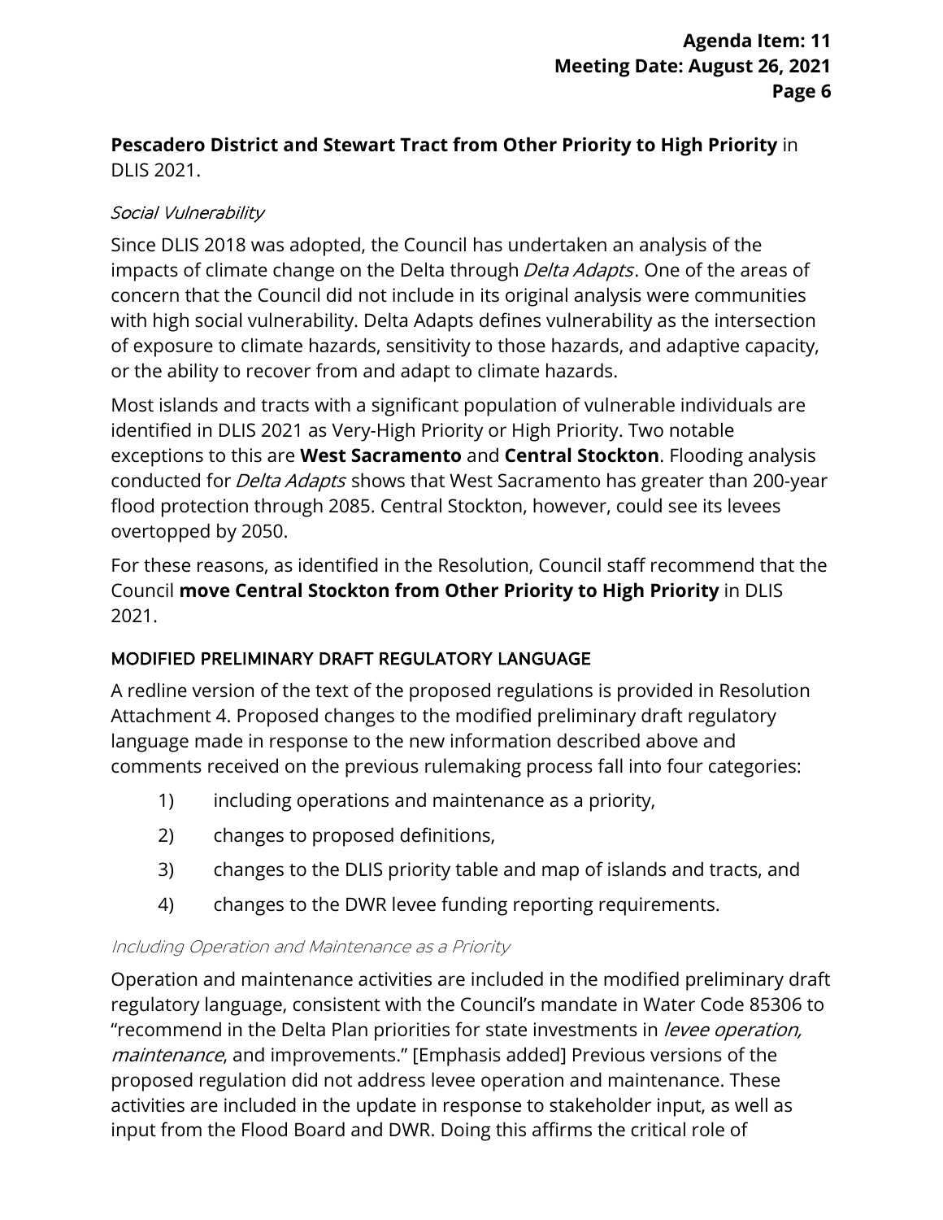**Pescadero District and Stewart Tract from Other Priority to High Priority** in DLIS 2021.

### *Social Vulnerability*

Since DLIS 2018 was adopted, the Council has undertaken an analysis of the impacts of climate change on the Delta through *Delta Adapts*. One of the areas of concern that the Council did not include in its original analysis were communities with high social vulnerability. Delta Adapts defines vulnerability as the intersection of exposure to climate hazards, sensitivity to those hazards, and adaptive capacity, or the ability to recover from and adapt to climate hazards.

Most islands and tracts with a significant population of vulnerable individuals are identified in DLIS 2021 as Very-High Priority or High Priority. Two notable exceptions to this are **West Sacramento** and **Central Stockton**. Flooding analysis conducted for *Delta Adapts* shows that West Sacramento has greater than 200-year flood protection through 2085. Central Stockton, however, could see its levees overtopped by 2050.

For these reasons, as identified in the Resolution, Council staff recommend that the Council **move Central Stockton from Other Priority to High Priority** in DLIS 2021.

## MODIFIED PRELIMINARY DRAFT REGULATORY LANGUAGE

A redline version of the text of the proposed regulations is provided in Resolution Attachment 4. Proposed changes to the modified preliminary draft regulatory language made in response to the new information described above and comments received on the previous rulemaking process fall into four categories:

1) including operations and maintenance as a priority,
2) changes to proposed definitions,
3) changes to the DLIS priority table and map of islands and tracts, and
4) changes to the DWR levee funding reporting requirements.

### *Including Operation and Maintenance as a Priority*

Operation and maintenance activities are included in the modified preliminary draft regulatory language, consistent with the Council's mandate in Water Code 85306 to "recommend in the Delta Plan priorities for state investments in *levee operation, maintenance*, and improvements." [Emphasis added] Previous versions of the proposed regulation did not address levee operation and maintenance. These activities are included in the update in response to stakeholder input, as well as input from the Flood Board and DWR. Doing this affirms the critical role of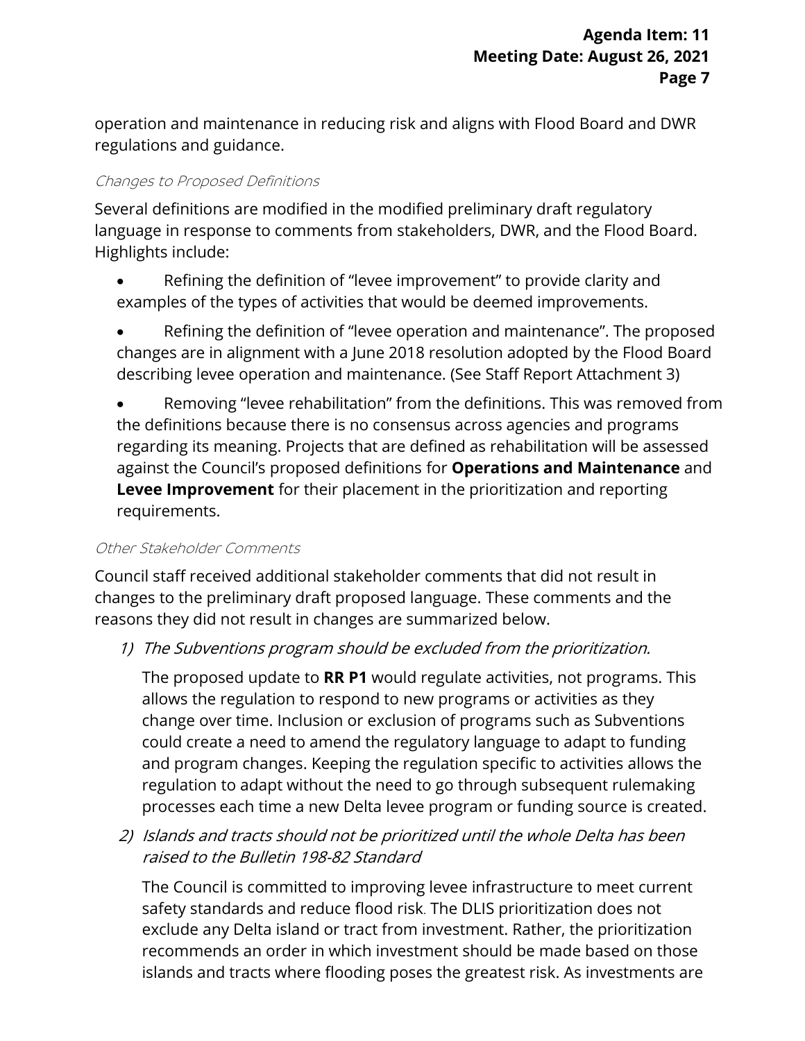operation and maintenance in reducing risk and aligns with Flood Board and DWR regulations and guidance.

### *Changes to Proposed Definitions*

Several definitions are modified in the modified preliminary draft regulatory language in response to comments from stakeholders, DWR, and the Flood Board. Highlights include:

- Refining the definition of "levee improvement" to provide clarity and examples of the types of activities that would be deemed improvements.
- Refining the definition of "levee operation and maintenance". The proposed changes are in alignment with a June 2018 resolution adopted by the Flood Board describing levee operation and maintenance. (See Staff Report Attachment 3)
- Removing "levee rehabilitation" from the definitions. This was removed from the definitions because there is no consensus across agencies and programs regarding its meaning. Projects that are defined as rehabilitation will be assessed against the Council's proposed definitions for **Operations and Maintenance** and **Levee Improvement** for their placement in the prioritization and reporting requirements.

### *Other Stakeholder Comments*

Council staff received additional stakeholder comments that did not result in changes to the preliminary draft proposed language. These comments and the reasons they did not result in changes are summarized below.

1) *The Subventions program should be excluded from the prioritization.*

   The proposed update to **RR P1** would regulate activities, not programs. This allows the regulation to respond to new programs or activities as they change over time. Inclusion or exclusion of programs such as Subventions could create a need to amend the regulatory language to adapt to funding and program changes. Keeping the regulation specific to activities allows the regulation to adapt without the need to go through subsequent rulemaking processes each time a new Delta levee program or funding source is created.

2) *Islands and tracts should not be prioritized until the whole Delta has been raised to the Bulletin 198-82 Standard*

   The Council is committed to improving levee infrastructure to meet current safety standards and reduce flood risk. The DLIS prioritization does not exclude any Delta island or tract from investment. Rather, the prioritization recommends an order in which investment should be made based on those islands and tracts where flooding poses the greatest risk. As investments are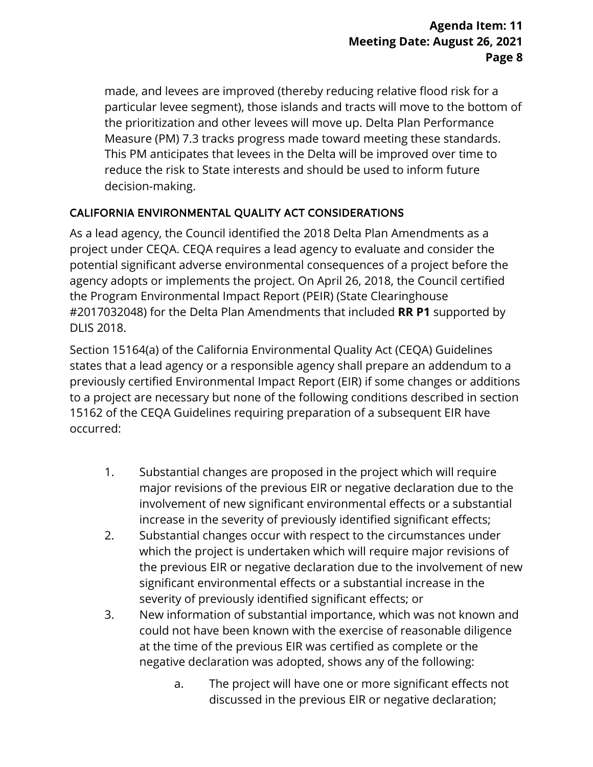made, and levees are improved (thereby reducing relative flood risk for a particular levee segment), those islands and tracts will move to the bottom of the prioritization and other levees will move up. Delta Plan Performance Measure (PM) 7.3 tracks progress made toward meeting these standards. This PM anticipates that levees in the Delta will be improved over time to reduce the risk to State interests and should be used to inform future decision-making.

## CALIFORNIA ENVIRONMENTAL QUALITY ACT CONSIDERATIONS

As a lead agency, the Council identified the 2018 Delta Plan Amendments as a project under CEQA. CEQA requires a lead agency to evaluate and consider the potential significant adverse environmental consequences of a project before the agency adopts or implements the project. On April 26, 2018, the Council certified the Program Environmental Impact Report (PEIR) (State Clearinghouse #2017032048) for the Delta Plan Amendments that included **RR P1** supported by DLIS 2018.

Section 15164(a) of the California Environmental Quality Act (CEQA) Guidelines states that a lead agency or a responsible agency shall prepare an addendum to a previously certified Environmental Impact Report (EIR) if some changes or additions to a project are necessary but none of the following conditions described in section 15162 of the CEQA Guidelines requiring preparation of a subsequent EIR have occurred:

1. Substantial changes are proposed in the project which will require major revisions of the previous EIR or negative declaration due to the involvement of new significant environmental effects or a substantial increase in the severity of previously identified significant effects;
2. Substantial changes occur with respect to the circumstances under which the project is undertaken which will require major revisions of the previous EIR or negative declaration due to the involvement of new significant environmental effects or a substantial increase in the severity of previously identified significant effects; or
3. New information of substantial importance, which was not known and could not have been known with the exercise of reasonable diligence at the time of the previous EIR was certified as complete or the negative declaration was adopted, shows any of the following:
    a. The project will have one or more significant effects not discussed in the previous EIR or negative declaration;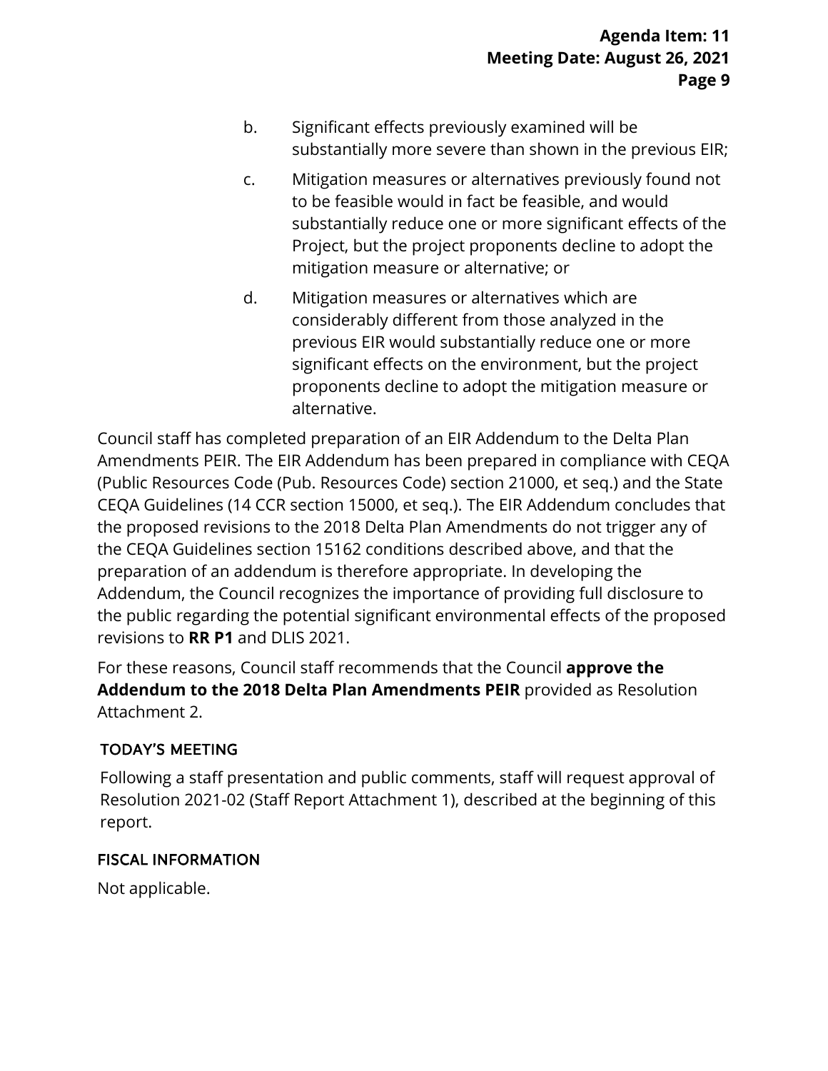b. Significant effects previously examined will be substantially more severe than shown in the previous EIR;

c. Mitigation measures or alternatives previously found not to be feasible would in fact be feasible, and would substantially reduce one or more significant effects of the Project, but the project proponents decline to adopt the mitigation measure or alternative; or

d. Mitigation measures or alternatives which are considerably different from those analyzed in the previous EIR would substantially reduce one or more significant effects on the environment, but the project proponents decline to adopt the mitigation measure or alternative.

Council staff has completed preparation of an EIR Addendum to the Delta Plan Amendments PEIR. The EIR Addendum has been prepared in compliance with CEQA (Public Resources Code (Pub. Resources Code) section 21000, et seq.) and the State CEQA Guidelines (14 CCR section 15000, et seq.). The EIR Addendum concludes that the proposed revisions to the 2018 Delta Plan Amendments do not trigger any of the CEQA Guidelines section 15162 conditions described above, and that the preparation of an addendum is therefore appropriate. In developing the Addendum, the Council recognizes the importance of providing full disclosure to the public regarding the potential significant environmental effects of the proposed revisions to **RR P1** and DLIS 2021.

For these reasons, Council staff recommends that the Council **approve the Addendum to the 2018 Delta Plan Amendments PEIR** provided as Resolution Attachment 2.

## TODAY'S MEETING

Following a staff presentation and public comments, staff will request approval of Resolution 2021-02 (Staff Report Attachment 1), described at the beginning of this report.

## FISCAL INFORMATION

Not applicable.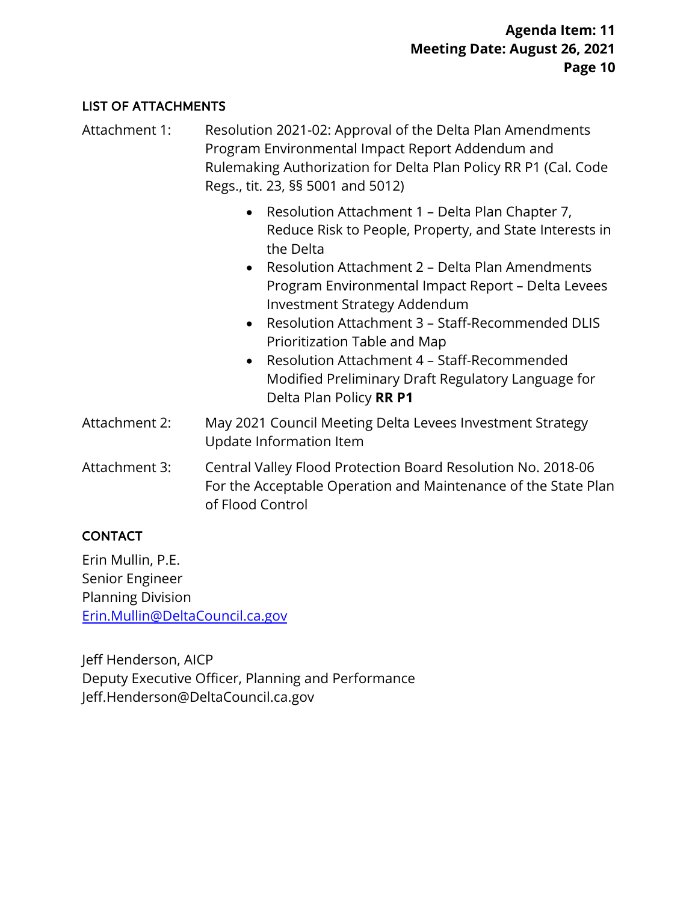## LIST OF ATTACHMENTS

Attachment 1: Resolution 2021-02: Approval of the Delta Plan Amendments Program Environmental Impact Report Addendum and Rulemaking Authorization for Delta Plan Policy RR P1 (Cal. Code Regs., tit. 23, §§ 5001 and 5012)

- Resolution Attachment 1 – Delta Plan Chapter 7, Reduce Risk to People, Property, and State Interests in the Delta
- Resolution Attachment 2 – Delta Plan Amendments Program Environmental Impact Report – Delta Levees Investment Strategy Addendum
- Resolution Attachment 3 – Staff-Recommended DLIS Prioritization Table and Map
- Resolution Attachment 4 – Staff-Recommended Modified Preliminary Draft Regulatory Language for Delta Plan Policy **RR P1**

Attachment 2: May 2021 Council Meeting Delta Levees Investment Strategy Update Information Item

Attachment 3: Central Valley Flood Protection Board Resolution No. 2018-06 For the Acceptable Operation and Maintenance of the State Plan of Flood Control

## CONTACT

Erin Mullin, P.E.
Senior Engineer
Planning Division
Erin.Mullin@DeltaCouncil.ca.gov

Jeff Henderson, AICP
Deputy Executive Officer, Planning and Performance
Jeff.Henderson@DeltaCouncil.ca.gov